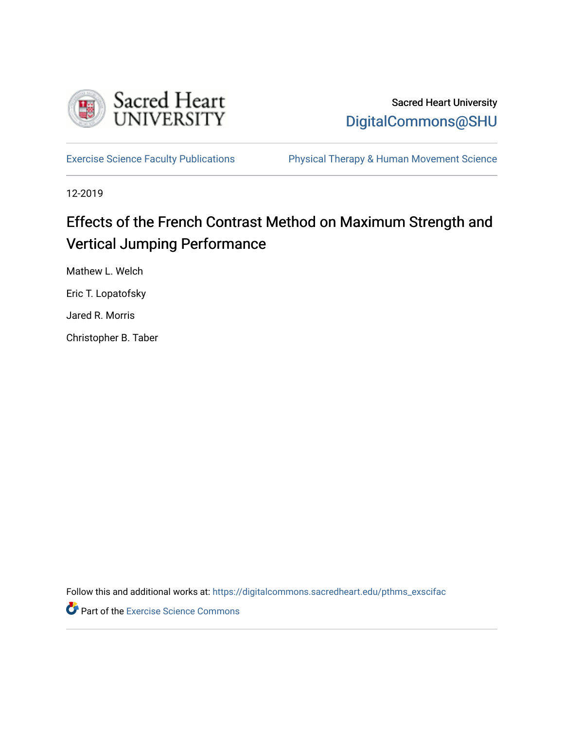Sacred Heart University

DigitalCommons@SHU

Exercise Science Faculty Publications | Physical Therapy & Human Movement Science

12-2019

# Effects of the French Contrast Method on Maximum Strength and Vertical Jumping Performance

Mathew L. Welch

Eric T. Lopatofsky

Jared R. Morris

Christopher B. Taber

Follow this and additional works at: https://digitalcommons.sacredheart.edu/pthms_exscifac

Part of the Exercise Science Commons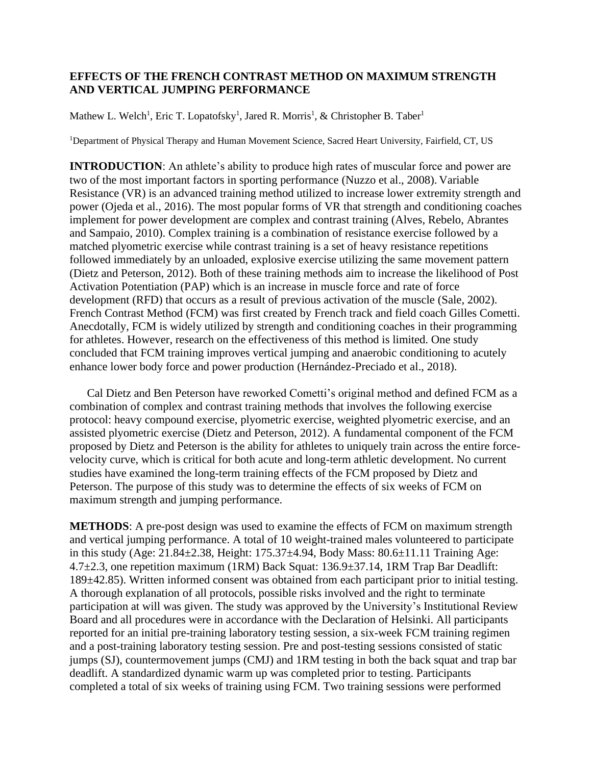## EFFECTS OF THE FRENCH CONTRAST METHOD ON MAXIMUM STRENGTH AND VERTICAL JUMPING PERFORMANCE

Mathew L. Welch[1], Eric T. Lopatofsky[1], Jared R. Morris[1], & Christopher B. Taber[1]

[1]Department of Physical Therapy and Human Movement Science, Sacred Heart University, Fairfield, CT, US

**INTRODUCTION**: An athlete's ability to produce high rates of muscular force and power are two of the most important factors in sporting performance (Nuzzo et al., 2008). Variable Resistance (VR) is an advanced training method utilized to increase lower extremity strength and power (Ojeda et al., 2016). The most popular forms of VR that strength and conditioning coaches implement for power development are complex and contrast training (Alves, Rebelo, Abrantes and Sampaio, 2010). Complex training is a combination of resistance exercise followed by a matched plyometric exercise while contrast training is a set of heavy resistance repetitions followed immediately by an unloaded, explosive exercise utilizing the same movement pattern (Dietz and Peterson, 2012). Both of these training methods aim to increase the likelihood of Post Activation Potentiation (PAP) which is an increase in muscle force and rate of force development (RFD) that occurs as a result of previous activation of the muscle (Sale, 2002). French Contrast Method (FCM) was first created by French track and field coach Gilles Cometti. Anecdotally, FCM is widely utilized by strength and conditioning coaches in their programming for athletes. However, research on the effectiveness of this method is limited. One study concluded that FCM training improves vertical jumping and anaerobic conditioning to acutely enhance lower body force and power production (Hernández-Preciado et al., 2018).

Cal Dietz and Ben Peterson have reworked Cometti's original method and defined FCM as a combination of complex and contrast training methods that involves the following exercise protocol: heavy compound exercise, plyometric exercise, weighted plyometric exercise, and an assisted plyometric exercise (Dietz and Peterson, 2012). A fundamental component of the FCM proposed by Dietz and Peterson is the ability for athletes to uniquely train across the entire force-velocity curve, which is critical for both acute and long-term athletic development. No current studies have examined the long-term training effects of the FCM proposed by Dietz and Peterson. The purpose of this study was to determine the effects of six weeks of FCM on maximum strength and jumping performance.

**METHODS**: A pre-post design was used to examine the effects of FCM on maximum strength and vertical jumping performance. A total of 10 weight-trained males volunteered to participate in this study (Age: 21.84±2.38, Height: 175.37±4.94, Body Mass: 80.6±11.11 Training Age: 4.7±2.3, one repetition maximum (1RM) Back Squat: 136.9±37.14, 1RM Trap Bar Deadlift: 189±42.85). Written informed consent was obtained from each participant prior to initial testing. A thorough explanation of all protocols, possible risks involved and the right to terminate participation at will was given. The study was approved by the University's Institutional Review Board and all procedures were in accordance with the Declaration of Helsinki. All participants reported for an initial pre-training laboratory testing session, a six-week FCM training regimen and a post-training laboratory testing session. Pre and post-testing sessions consisted of static jumps (SJ), countermovement jumps (CMJ) and 1RM testing in both the back squat and trap bar deadlift. A standardized dynamic warm up was completed prior to testing. Participants completed a total of six weeks of training using FCM. Two training sessions were performed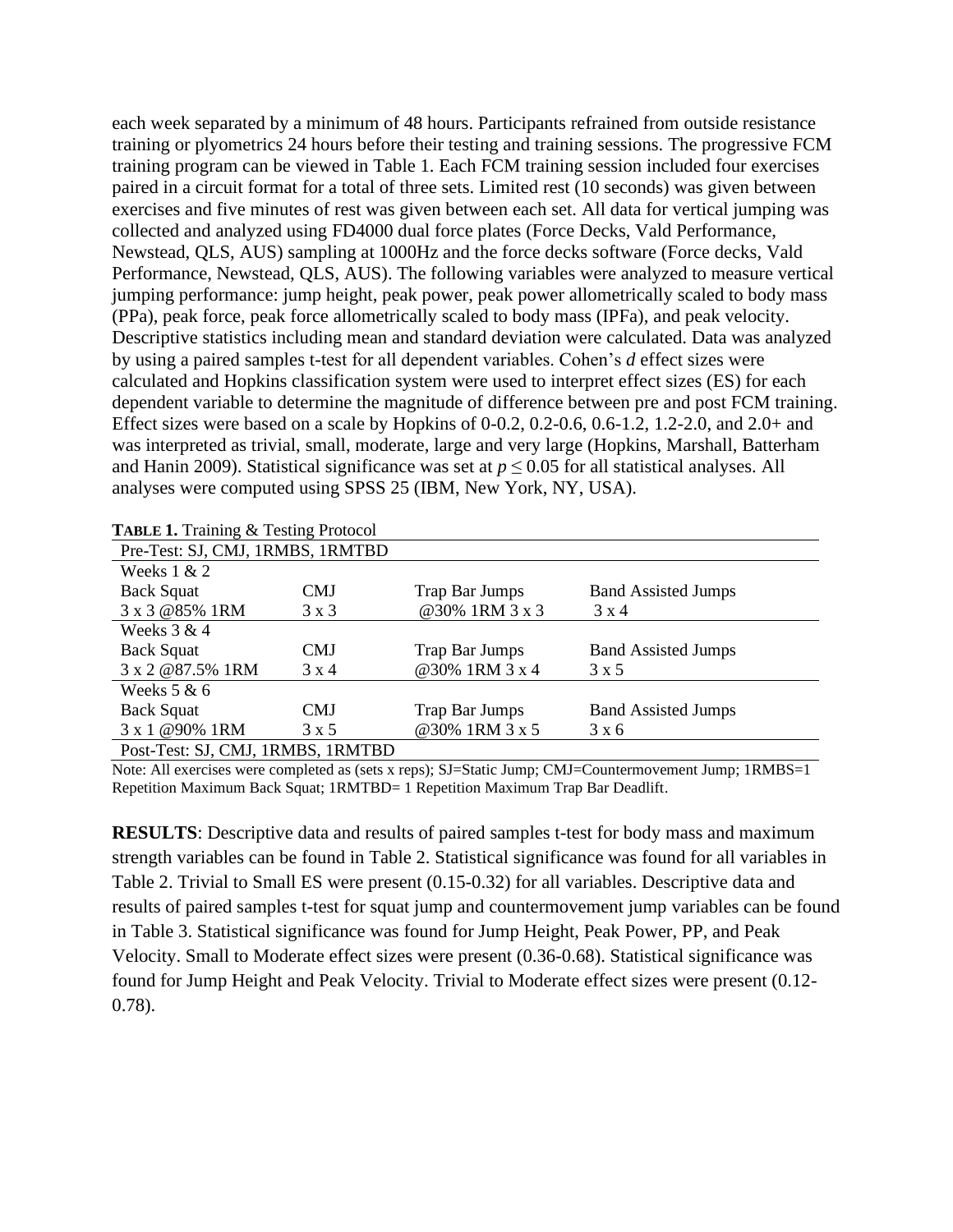each week separated by a minimum of 48 hours. Participants refrained from outside resistance training or plyometrics 24 hours before their testing and training sessions. The progressive FCM training program can be viewed in Table 1. Each FCM training session included four exercises paired in a circuit format for a total of three sets. Limited rest (10 seconds) was given between exercises and five minutes of rest was given between each set. All data for vertical jumping was collected and analyzed using FD4000 dual force plates (Force Decks, Vald Performance, Newstead, QLS, AUS) sampling at 1000Hz and the force decks software (Force decks, Vald Performance, Newstead, QLS, AUS). The following variables were analyzed to measure vertical jumping performance: jump height, peak power, peak power allometrically scaled to body mass (PPa), peak force, peak force allometrically scaled to body mass (IPFa), and peak velocity. Descriptive statistics including mean and standard deviation were calculated. Data was analyzed by using a paired samples t-test for all dependent variables. Cohen's *d* effect sizes were calculated and Hopkins classification system were used to interpret effect sizes (ES) for each dependent variable to determine the magnitude of difference between pre and post FCM training. Effect sizes were based on a scale by Hopkins of 0-0.2, 0.2-0.6, 0.6-1.2, 1.2-2.0, and 2.0+ and was interpreted as trivial, small, moderate, large and very large (Hopkins, Marshall, Batterham and Hanin 2009). Statistical significance was set at $p \leq 0.05$ for all statistical analyses. All analyses were computed using SPSS 25 (IBM, New York, NY, USA).

**TABLE 1.** Training & Testing Protocol

| Pre-Test: SJ, CMJ, 1RMBS, 1RMTBD | | | |
|---|---|---|---|
| Weeks 1 & 2 | | | |
| Back Squat | CMJ | Trap Bar Jumps | Band Assisted Jumps |
| 3 x 3 @85% 1RM | 3 x 3 | @30% 1RM 3 x 3 | 3 x 4 |
| Weeks 3 & 4 | | | |
| Back Squat | CMJ | Trap Bar Jumps | Band Assisted Jumps |
| 3 x 2 @87.5% 1RM | 3 x 4 | @30% 1RM 3 x 4 | 3 x 5 |
| Weeks 5 & 6 | | | |
| Back Squat | CMJ | Trap Bar Jumps | Band Assisted Jumps |
| 3 x 1 @90% 1RM | 3 x 5 | @30% 1RM 3 x 5 | 3 x 6 |
| Post-Test: SJ, CMJ, 1RMBS, 1RMTBD | | | |

Note: All exercises were completed as (sets x reps); SJ=Static Jump; CMJ=Countermovement Jump; 1RMBS=1 Repetition Maximum Back Squat; 1RMTBD= 1 Repetition Maximum Trap Bar Deadlift.

**RESULTS**: Descriptive data and results of paired samples t-test for body mass and maximum strength variables can be found in Table 2. Statistical significance was found for all variables in Table 2. Trivial to Small ES were present (0.15-0.32) for all variables. Descriptive data and results of paired samples t-test for squat jump and countermovement jump variables can be found in Table 3. Statistical significance was found for Jump Height, Peak Power, PP, and Peak Velocity. Small to Moderate effect sizes were present (0.36-0.68). Statistical significance was found for Jump Height and Peak Velocity. Trivial to Moderate effect sizes were present (0.12-0.78).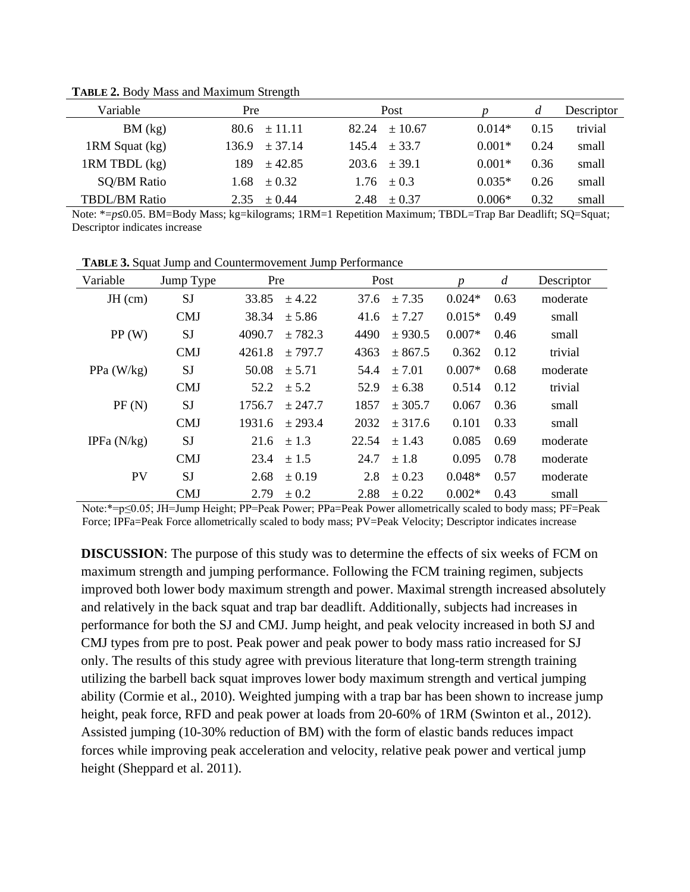**TABLE 2.** Body Mass and Maximum Strength

| Variable | Pre | | Post | | *p* | *d* | Descriptor |
|---|---|---|---|---|---|---|---|
| BM (kg) | 80.6 | ± 11.11 | 82.24 | ± 10.67 | 0.014* | 0.15 | trivial |
| 1RM Squat (kg) | 136.9 | ± 37.14 | 145.4 | ± 33.7 | 0.001* | 0.24 | small |
| 1RM TBDL (kg) | 189 | ± 42.85 | 203.6 | ± 39.1 | 0.001* | 0.36 | small |
| SQ/BM Ratio | 1.68 | ± 0.32 | 1.76 | ± 0.3 | 0.035* | 0.26 | small |
| TBDL/BM Ratio | 2.35 | ± 0.44 | 2.48 | ± 0.37 | 0.006* | 0.32 | small |

Note: *= $p \leq 0.05$. BM=Body Mass; kg=kilograms; 1RM=1 Repetition Maximum; TBDL=Trap Bar Deadlift; SQ=Squat; Descriptor indicates increase

**TABLE 3.** Squat Jump and Countermovement Jump Performance

| Variable | Jump Type | Pre | | Post | | *p* | *d* | Descriptor |
|---|---|---|---|---|---|---|---|---|
| JH (cm) | SJ | 33.85 | ± 4.22 | 37.6 | ± 7.35 | 0.024* | 0.63 | moderate |
| | CMJ | 38.34 | ± 5.86 | 41.6 | ± 7.27 | 0.015* | 0.49 | small |
| PP (W) | SJ | 4090.7 | ± 782.3 | 4490 | ± 930.5 | 0.007* | 0.46 | small |
| | CMJ | 4261.8 | ± 797.7 | 4363 | ± 867.5 | 0.362 | 0.12 | trivial |
| PPa (W/kg) | SJ | 50.08 | ± 5.71 | 54.4 | ± 7.01 | 0.007* | 0.68 | moderate |
| | CMJ | 52.2 | ± 5.2 | 52.9 | ± 6.38 | 0.514 | 0.12 | trivial |
| PF (N) | SJ | 1756.7 | ± 247.7 | 1857 | ± 305.7 | 0.067 | 0.36 | small |
| | CMJ | 1931.6 | ± 293.4 | 2032 | ± 317.6 | 0.101 | 0.33 | small |
| IPFa (N/kg) | SJ | 21.6 | ± 1.3 | 22.54 | ± 1.43 | 0.085 | 0.69 | moderate |
| | CMJ | 23.4 | ± 1.5 | 24.7 | ± 1.8 | 0.095 | 0.78 | moderate |
| PV | SJ | 2.68 | ± 0.19 | 2.8 | ± 0.23 | 0.048* | 0.57 | moderate |
| | CMJ | 2.79 | ± 0.2 | 2.88 | ± 0.22 | 0.002* | 0.43 | small |

Note:*= $p \leq 0.05$; JH=Jump Height; PP=Peak Power; PPa=Peak Power allometrically scaled to body mass; PF=Peak Force; IPFa=Peak Force allometrically scaled to body mass; PV=Peak Velocity; Descriptor indicates increase

**DISCUSSION**: The purpose of this study was to determine the effects of six weeks of FCM on maximum strength and jumping performance. Following the FCM training regimen, subjects improved both lower body maximum strength and power. Maximal strength increased absolutely and relatively in the back squat and trap bar deadlift. Additionally, subjects had increases in performance for both the SJ and CMJ. Jump height, and peak velocity increased in both SJ and CMJ types from pre to post. Peak power and peak power to body mass ratio increased for SJ only. The results of this study agree with previous literature that long-term strength training utilizing the barbell back squat improves lower body maximum strength and vertical jumping ability (Cormie et al., 2010). Weighted jumping with a trap bar has been shown to increase jump height, peak force, RFD and peak power at loads from 20-60% of 1RM (Swinton et al., 2012). Assisted jumping (10-30% reduction of BM) with the form of elastic bands reduces impact forces while improving peak acceleration and velocity, relative peak power and vertical jump height (Sheppard et al. 2011).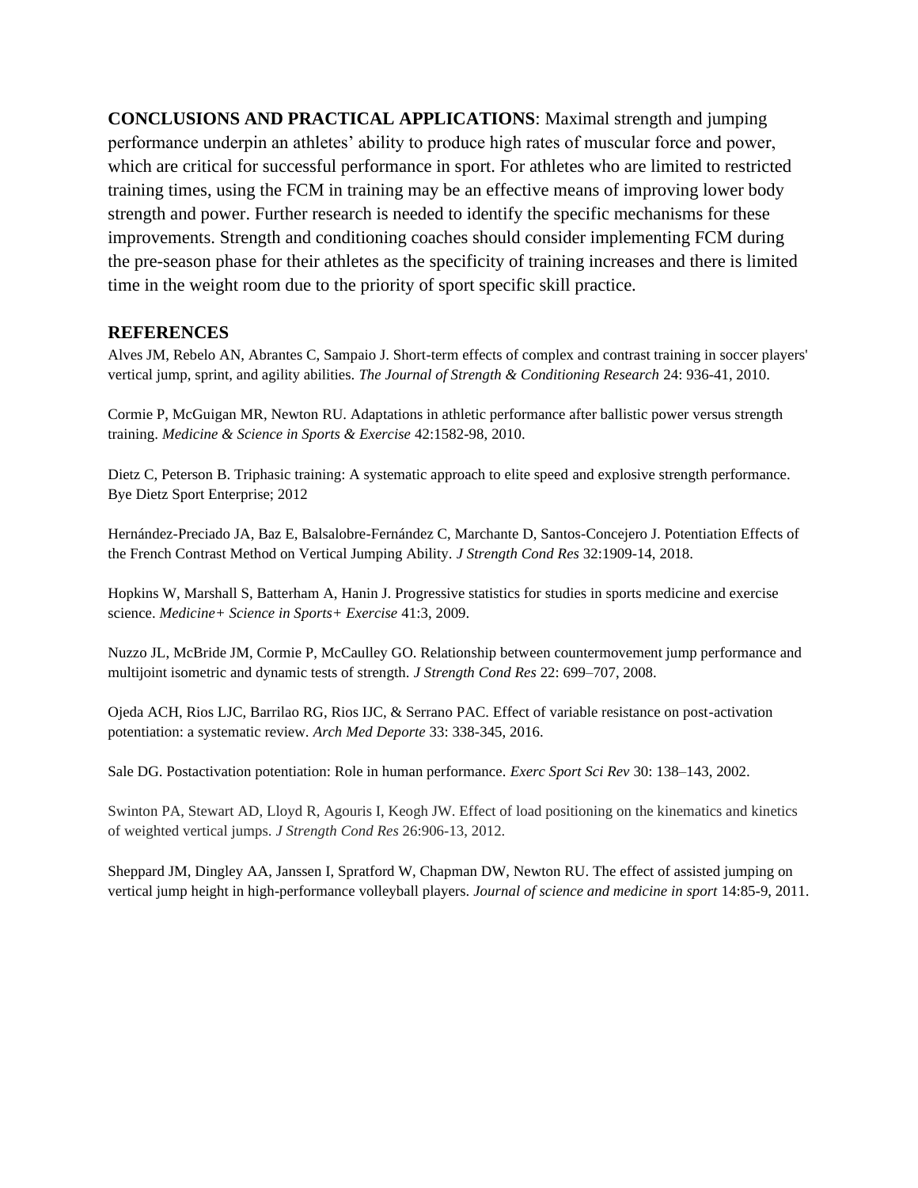**CONCLUSIONS AND PRACTICAL APPLICATIONS**: Maximal strength and jumping performance underpin an athletes' ability to produce high rates of muscular force and power, which are critical for successful performance in sport. For athletes who are limited to restricted training times, using the FCM in training may be an effective means of improving lower body strength and power. Further research is needed to identify the specific mechanisms for these improvements. Strength and conditioning coaches should consider implementing FCM during the pre-season phase for their athletes as the specificity of training increases and there is limited time in the weight room due to the priority of sport specific skill practice.

## REFERENCES

Alves JM, Rebelo AN, Abrantes C, Sampaio J. Short-term effects of complex and contrast training in soccer players' vertical jump, sprint, and agility abilities. *The Journal of Strength & Conditioning Research* 24: 936-41, 2010.

Cormie P, McGuigan MR, Newton RU. Adaptations in athletic performance after ballistic power versus strength training. *Medicine & Science in Sports & Exercise* 42:1582-98, 2010.

Dietz C, Peterson B. Triphasic training: A systematic approach to elite speed and explosive strength performance. Bye Dietz Sport Enterprise; 2012

Hernández-Preciado JA, Baz E, Balsalobre-Fernández C, Marchante D, Santos-Concejero J. Potentiation Effects of the French Contrast Method on Vertical Jumping Ability. *J Strength Cond Res* 32:1909-14, 2018.

Hopkins W, Marshall S, Batterham A, Hanin J. Progressive statistics for studies in sports medicine and exercise science. *Medicine+ Science in Sports+ Exercise* 41:3, 2009.

Nuzzo JL, McBride JM, Cormie P, McCaulley GO. Relationship between countermovement jump performance and multijoint isometric and dynamic tests of strength. *J Strength Cond Res* 22: 699–707, 2008.

Ojeda ACH, Rios LJC, Barrilao RG, Rios IJC, & Serrano PAC. Effect of variable resistance on post-activation potentiation: a systematic review. *Arch Med Deporte* 33: 338-345, 2016.

Sale DG. Postactivation potentiation: Role in human performance. *Exerc Sport Sci Rev* 30: 138–143, 2002.

Swinton PA, Stewart AD, Lloyd R, Agouris I, Keogh JW. Effect of load positioning on the kinematics and kinetics of weighted vertical jumps. *J Strength Cond Res* 26:906-13, 2012.

Sheppard JM, Dingley AA, Janssen I, Spratford W, Chapman DW, Newton RU. The effect of assisted jumping on vertical jump height in high-performance volleyball players. *Journal of science and medicine in sport* 14:85-9, 2011.